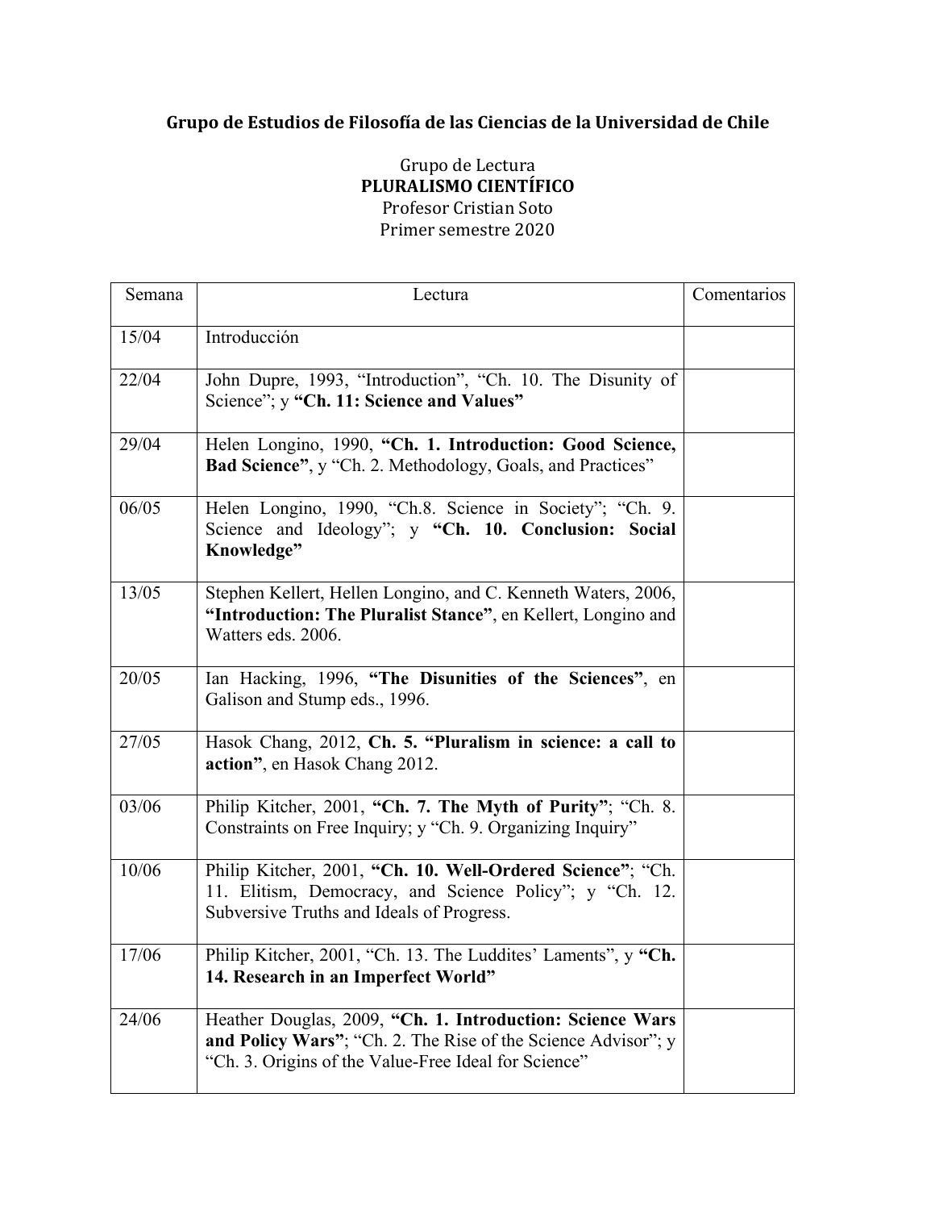**Grupo de Estudios de Filosofía de las Ciencias de la Universidad de Chile**

Grupo de Lectura
**PLURALISMO CIENTÍFICO**
Profesor Cristian Soto
Primer semestre 2020

| Semana | Lectura | Comentarios |
|---|---|---|
| 15/04 | Introducción | |
| 22/04 | John Dupre, 1993, "Introduction", "Ch. 10. The Disunity of Science"; y **"Ch. 11: Science and Values"** | |
| 29/04 | Helen Longino, 1990, **"Ch. 1. Introduction: Good Science, Bad Science"**, y "Ch. 2. Methodology, Goals, and Practices" | |
| 06/05 | Helen Longino, 1990, "Ch.8. Science in Society"; "Ch. 9. Science and Ideology"; y **"Ch. 10. Conclusion: Social Knowledge"** | |
| 13/05 | Stephen Kellert, Hellen Longino, and C. Kenneth Waters, 2006, **"Introduction: The Pluralist Stance"**, en Kellert, Longino and Watters eds. 2006. | |
| 20/05 | Ian Hacking, 1996, **"The Disunities of the Sciences"**, en Galison and Stump eds., 1996. | |
| 27/05 | Hasok Chang, 2012, **Ch. 5. "Pluralism in science: a call to action"**, en Hasok Chang 2012. | |
| 03/06 | Philip Kitcher, 2001, **"Ch. 7. The Myth of Purity"**; "Ch. 8. Constraints on Free Inquiry; y "Ch. 9. Organizing Inquiry" | |
| 10/06 | Philip Kitcher, 2001, **"Ch. 10. Well-Ordered Science"**; "Ch. 11. Elitism, Democracy, and Science Policy"; y "Ch. 12. Subversive Truths and Ideals of Progress. | |
| 17/06 | Philip Kitcher, 2001, "Ch. 13. The Luddites' Laments", y **"Ch. 14. Research in an Imperfect World"** | |
| 24/06 | Heather Douglas, 2009, **"Ch. 1. Introduction: Science Wars and Policy Wars"**; "Ch. 2. The Rise of the Science Advisor"; y "Ch. 3. Origins of the Value-Free Ideal for Science" | |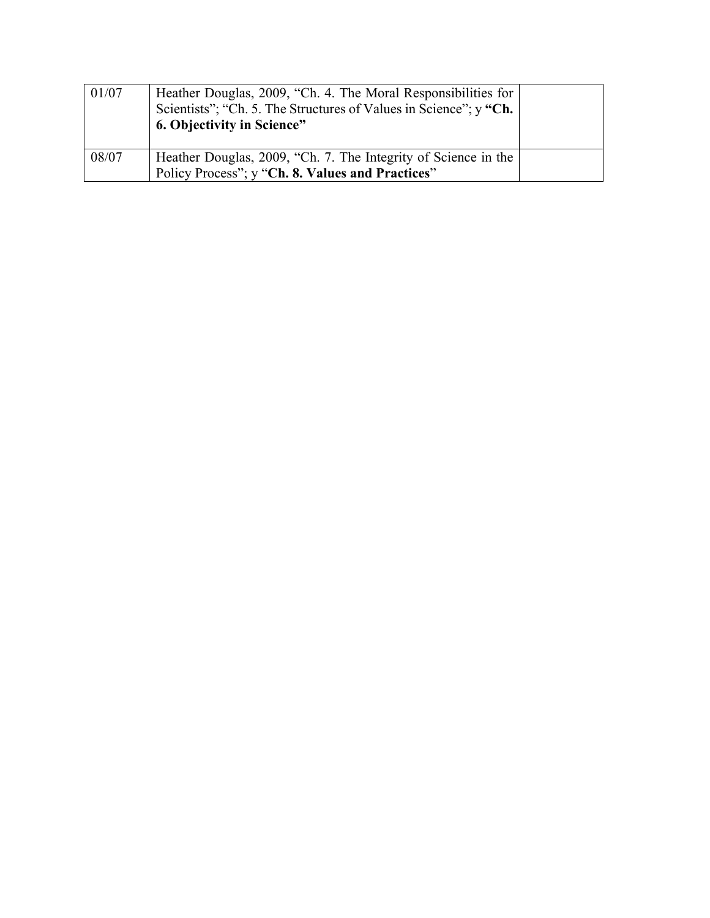| | | |
|---|---|---|
| 01/07 | Heather Douglas, 2009, "Ch. 4. The Moral Responsibilities for Scientists"; "Ch. 5. The Structures of Values in Science"; y **"Ch. 6. Objectivity in Science"** | |
| 08/07 | Heather Douglas, 2009, "Ch. 7. The Integrity of Science in the Policy Process"; y "**Ch. 8. Values and Practices**" | |